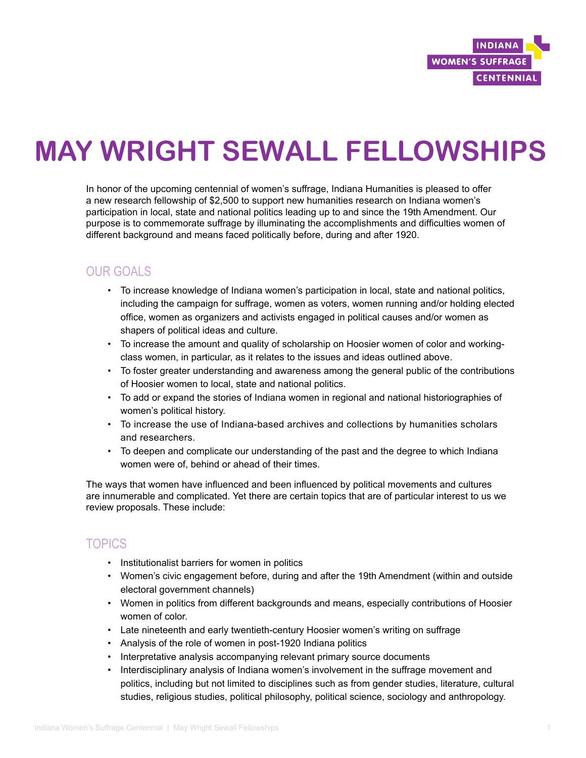INDIANA WOMEN'S SUFFRAGE CENTENNIAL

# MAY WRIGHT SEWALL FELLOWSHIPS

In honor of the upcoming centennial of women's suffrage, Indiana Humanities is pleased to offer a new research fellowship of $2,500 to support new humanities research on Indiana women's participation in local, state and national politics leading up to and since the 19th Amendment. Our purpose is to commemorate suffrage by illuminating the accomplishments and difficulties women of different background and means faced politically before, during and after 1920.

## OUR GOALS

- To increase knowledge of Indiana women's participation in local, state and national politics, including the campaign for suffrage, women as voters, women running and/or holding elected office, women as organizers and activists engaged in political causes and/or women as shapers of political ideas and culture.
- To increase the amount and quality of scholarship on Hoosier women of color and working-class women, in particular, as it relates to the issues and ideas outlined above.
- To foster greater understanding and awareness among the general public of the contributions of Hoosier women to local, state and national politics.
- To add or expand the stories of Indiana women in regional and national historiographies of women's political history.
- To increase the use of Indiana-based archives and collections by humanities scholars and researchers.
- To deepen and complicate our understanding of the past and the degree to which Indiana women were of, behind or ahead of their times.

The ways that women have influenced and been influenced by political movements and cultures are innumerable and complicated. Yet there are certain topics that are of particular interest to us we review proposals. These include:

## TOPICS

- Institutionalist barriers for women in politics
- Women's civic engagement before, during and after the 19th Amendment (within and outside electoral government channels)
- Women in politics from different backgrounds and means, especially contributions of Hoosier women of color.
- Late nineteenth and early twentieth-century Hoosier women's writing on suffrage
- Analysis of the role of women in post-1920 Indiana politics
- Interpretative analysis accompanying relevant primary source documents
- Interdisciplinary analysis of Indiana women's involvement in the suffrage movement and politics, including but not limited to disciplines such as from gender studies, literature, cultural studies, religious studies, political philosophy, political science, sociology and anthropology.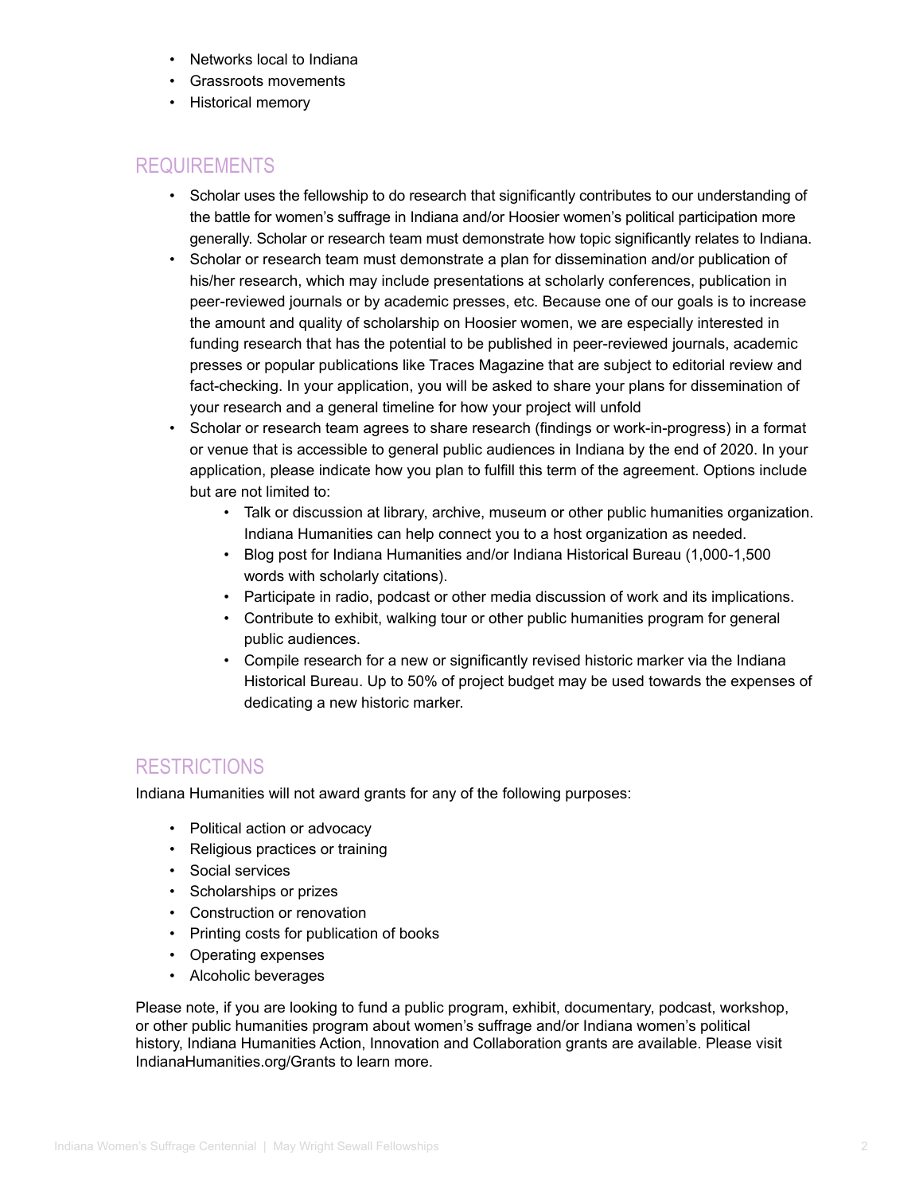- Networks local to Indiana
- Grassroots movements
- Historical memory

## REQUIREMENTS

- Scholar uses the fellowship to do research that significantly contributes to our understanding of the battle for women's suffrage in Indiana and/or Hoosier women's political participation more generally. Scholar or research team must demonstrate how topic significantly relates to Indiana.
- Scholar or research team must demonstrate a plan for dissemination and/or publication of his/her research, which may include presentations at scholarly conferences, publication in peer-reviewed journals or by academic presses, etc. Because one of our goals is to increase the amount and quality of scholarship on Hoosier women, we are especially interested in funding research that has the potential to be published in peer-reviewed journals, academic presses or popular publications like Traces Magazine that are subject to editorial review and fact-checking. In your application, you will be asked to share your plans for dissemination of your research and a general timeline for how your project will unfold
- Scholar or research team agrees to share research (findings or work-in-progress) in a format or venue that is accessible to general public audiences in Indiana by the end of 2020. In your application, please indicate how you plan to fulfill this term of the agreement. Options include but are not limited to:
    - Talk or discussion at library, archive, museum or other public humanities organization. Indiana Humanities can help connect you to a host organization as needed.
    - Blog post for Indiana Humanities and/or Indiana Historical Bureau (1,000-1,500 words with scholarly citations).
    - Participate in radio, podcast or other media discussion of work and its implications.
    - Contribute to exhibit, walking tour or other public humanities program for general public audiences.
    - Compile research for a new or significantly revised historic marker via the Indiana Historical Bureau. Up to 50% of project budget may be used towards the expenses of dedicating a new historic marker.

## RESTRICTIONS

Indiana Humanities will not award grants for any of the following purposes:

- Political action or advocacy
- Religious practices or training
- Social services
- Scholarships or prizes
- Construction or renovation
- Printing costs for publication of books
- Operating expenses
- Alcoholic beverages

Please note, if you are looking to fund a public program, exhibit, documentary, podcast, workshop, or other public humanities program about women's suffrage and/or Indiana women's political history, Indiana Humanities Action, Innovation and Collaboration grants are available. Please visit IndianaHumanities.org/Grants to learn more.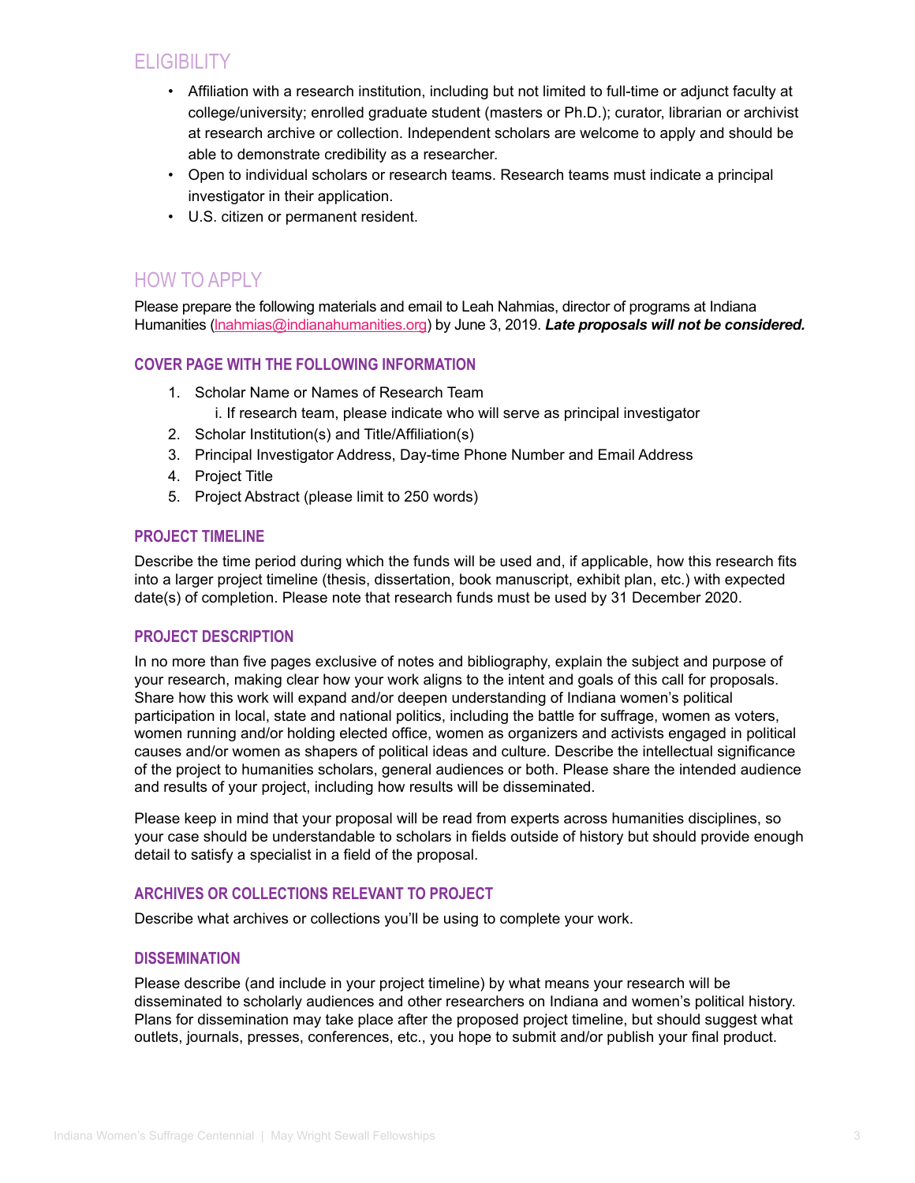## ELIGIBILITY

- Affiliation with a research institution, including but not limited to full-time or adjunct faculty at college/university; enrolled graduate student (masters or Ph.D.); curator, librarian or archivist at research archive or collection. Independent scholars are welcome to apply and should be able to demonstrate credibility as a researcher.
- Open to individual scholars or research teams. Research teams must indicate a principal investigator in their application.
- U.S. citizen or permanent resident.

## HOW TO APPLY

Please prepare the following materials and email to Leah Nahmias, director of programs at Indiana Humanities (lnahmias@indianahumanities.org) by June 3, 2019. ***Late proposals will not be considered.***

### COVER PAGE WITH THE FOLLOWING INFORMATION

1. Scholar Name or Names of Research Team
   i. If research team, please indicate who will serve as principal investigator
2. Scholar Institution(s) and Title/Affiliation(s)
3. Principal Investigator Address, Day-time Phone Number and Email Address
4. Project Title
5. Project Abstract (please limit to 250 words)

### PROJECT TIMELINE

Describe the time period during which the funds will be used and, if applicable, how this research fits into a larger project timeline (thesis, dissertation, book manuscript, exhibit plan, etc.) with expected date(s) of completion. Please note that research funds must be used by 31 December 2020.

### PROJECT DESCRIPTION

In no more than five pages exclusive of notes and bibliography, explain the subject and purpose of your research, making clear how your work aligns to the intent and goals of this call for proposals. Share how this work will expand and/or deepen understanding of Indiana women's political participation in local, state and national politics, including the battle for suffrage, women as voters, women running and/or holding elected office, women as organizers and activists engaged in political causes and/or women as shapers of political ideas and culture. Describe the intellectual significance of the project to humanities scholars, general audiences or both. Please share the intended audience and results of your project, including how results will be disseminated.

Please keep in mind that your proposal will be read from experts across humanities disciplines, so your case should be understandable to scholars in fields outside of history but should provide enough detail to satisfy a specialist in a field of the proposal.

### ARCHIVES OR COLLECTIONS RELEVANT TO PROJECT

Describe what archives or collections you'll be using to complete your work.

### DISSEMINATION

Please describe (and include in your project timeline) by what means your research will be disseminated to scholarly audiences and other researchers on Indiana and women's political history. Plans for dissemination may take place after the proposed project timeline, but should suggest what outlets, journals, presses, conferences, etc., you hope to submit and/or publish your final product.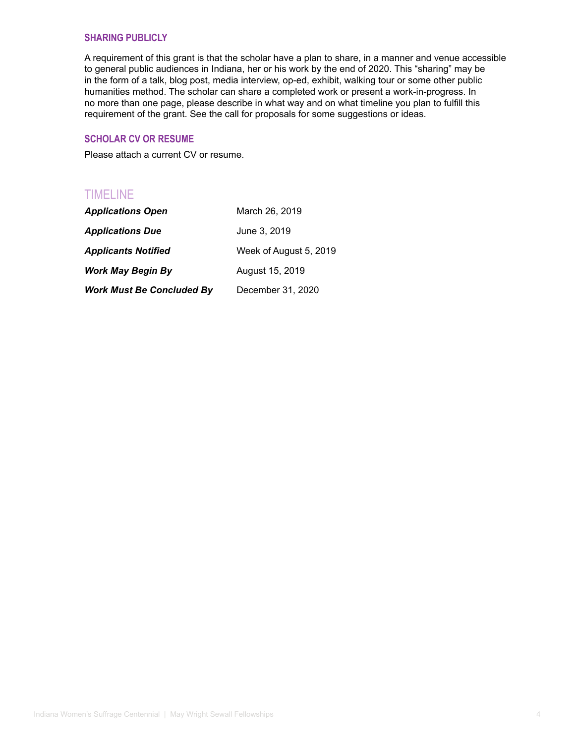### SHARING PUBLICLY

A requirement of this grant is that the scholar have a plan to share, in a manner and venue accessible to general public audiences in Indiana, her or his work by the end of 2020. This "sharing" may be in the form of a talk, blog post, media interview, op-ed, exhibit, walking tour or some other public humanities method. The scholar can share a completed work or present a work-in-progress. In no more than one page, please describe in what way and on what timeline you plan to fulfill this requirement of the grant. See the call for proposals for some suggestions or ideas.

### SCHOLAR CV OR RESUME

Please attach a current CV or resume.

## TIMELINE

| | |
|---|---|
| ***Applications Open*** | March 26, 2019 |
| ***Applications Due*** | June 3, 2019 |
| ***Applicants Notified*** | Week of August 5, 2019 |
| ***Work May Begin By*** | August 15, 2019 |
| ***Work Must Be Concluded By*** | December 31, 2020 |